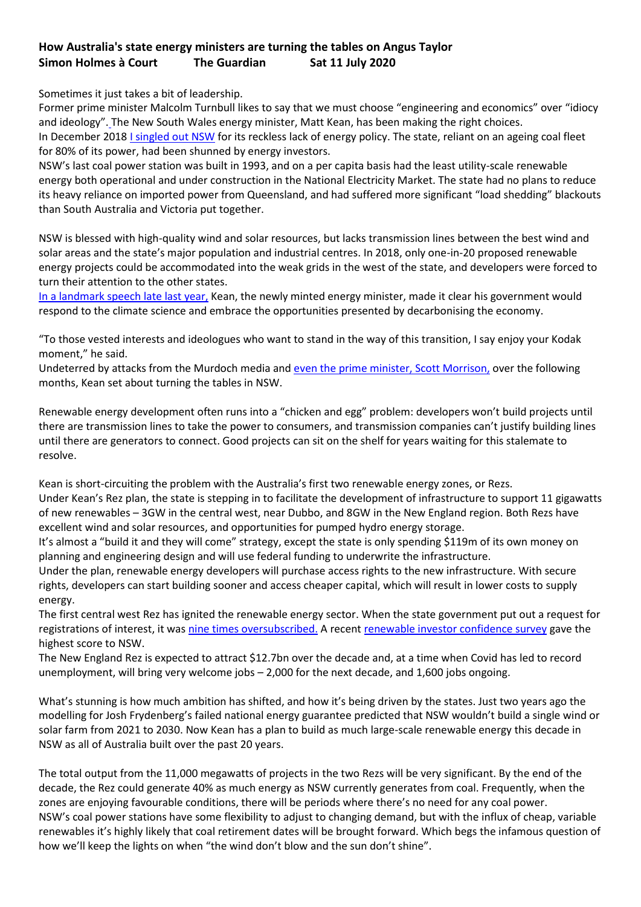**How Australia's state energy ministers are turning the tables on Angus Taylor**
**Simon Holmes à Court The Guardian Sat 11 July 2020**

Sometimes it just takes a bit of leadership.

Former prime minister Malcolm Turnbull likes to say that we must choose "engineering and economics" over "idiocy and ideology". The New South Wales energy minister, Matt Kean, has been making the right choices.

In December 2018 I singled out NSW for its reckless lack of energy policy. The state, reliant on an ageing coal fleet for 80% of its power, had been shunned by energy investors.

NSW's last coal power station was built in 1993, and on a per capita basis had the least utility-scale renewable energy both operational and under construction in the National Electricity Market. The state had no plans to reduce its heavy reliance on imported power from Queensland, and had suffered more significant "load shedding" blackouts than South Australia and Victoria put together.

NSW is blessed with high-quality wind and solar resources, but lacks transmission lines between the best wind and solar areas and the state's major population and industrial centres. In 2018, only one-in-20 proposed renewable energy projects could be accommodated into the weak grids in the west of the state, and developers were forced to turn their attention to the other states.

In a landmark speech late last year, Kean, the newly minted energy minister, made it clear his government would respond to the climate science and embrace the opportunities presented by decarbonising the economy.

"To those vested interests and ideologues who want to stand in the way of this transition, I say enjoy your Kodak moment," he said.

Undeterred by attacks from the Murdoch media and even the prime minister, Scott Morrison, over the following months, Kean set about turning the tables in NSW.

Renewable energy development often runs into a "chicken and egg" problem: developers won't build projects until there are transmission lines to take the power to consumers, and transmission companies can't justify building lines until there are generators to connect. Good projects can sit on the shelf for years waiting for this stalemate to resolve.

Kean is short-circuiting the problem with the Australia's first two renewable energy zones, or Rezs.

Under Kean's Rez plan, the state is stepping in to facilitate the development of infrastructure to support 11 gigawatts of new renewables – 3GW in the central west, near Dubbo, and 8GW in the New England region. Both Rezs have excellent wind and solar resources, and opportunities for pumped hydro energy storage.

It's almost a "build it and they will come" strategy, except the state is only spending $119m of its own money on planning and engineering design and will use federal funding to underwrite the infrastructure.

Under the plan, renewable energy developers will purchase access rights to the new infrastructure. With secure rights, developers can start building sooner and access cheaper capital, which will result in lower costs to supply energy.

The first central west Rez has ignited the renewable energy sector. When the state government put out a request for registrations of interest, it was nine times oversubscribed. A recent renewable investor confidence survey gave the highest score to NSW.

The New England Rez is expected to attract $12.7bn over the decade and, at a time when Covid has led to record unemployment, will bring very welcome jobs – 2,000 for the next decade, and 1,600 jobs ongoing.

What's stunning is how much ambition has shifted, and how it's being driven by the states. Just two years ago the modelling for Josh Frydenberg's failed national energy guarantee predicted that NSW wouldn't build a single wind or solar farm from 2021 to 2030. Now Kean has a plan to build as much large-scale renewable energy this decade in NSW as all of Australia built over the past 20 years.

The total output from the 11,000 megawatts of projects in the two Rezs will be very significant. By the end of the decade, the Rez could generate 40% as much energy as NSW currently generates from coal. Frequently, when the zones are enjoying favourable conditions, there will be periods where there's no need for any coal power.

NSW's coal power stations have some flexibility to adjust to changing demand, but with the influx of cheap, variable renewables it's highly likely that coal retirement dates will be brought forward. Which begs the infamous question of how we'll keep the lights on when "the wind don't blow and the sun don't shine".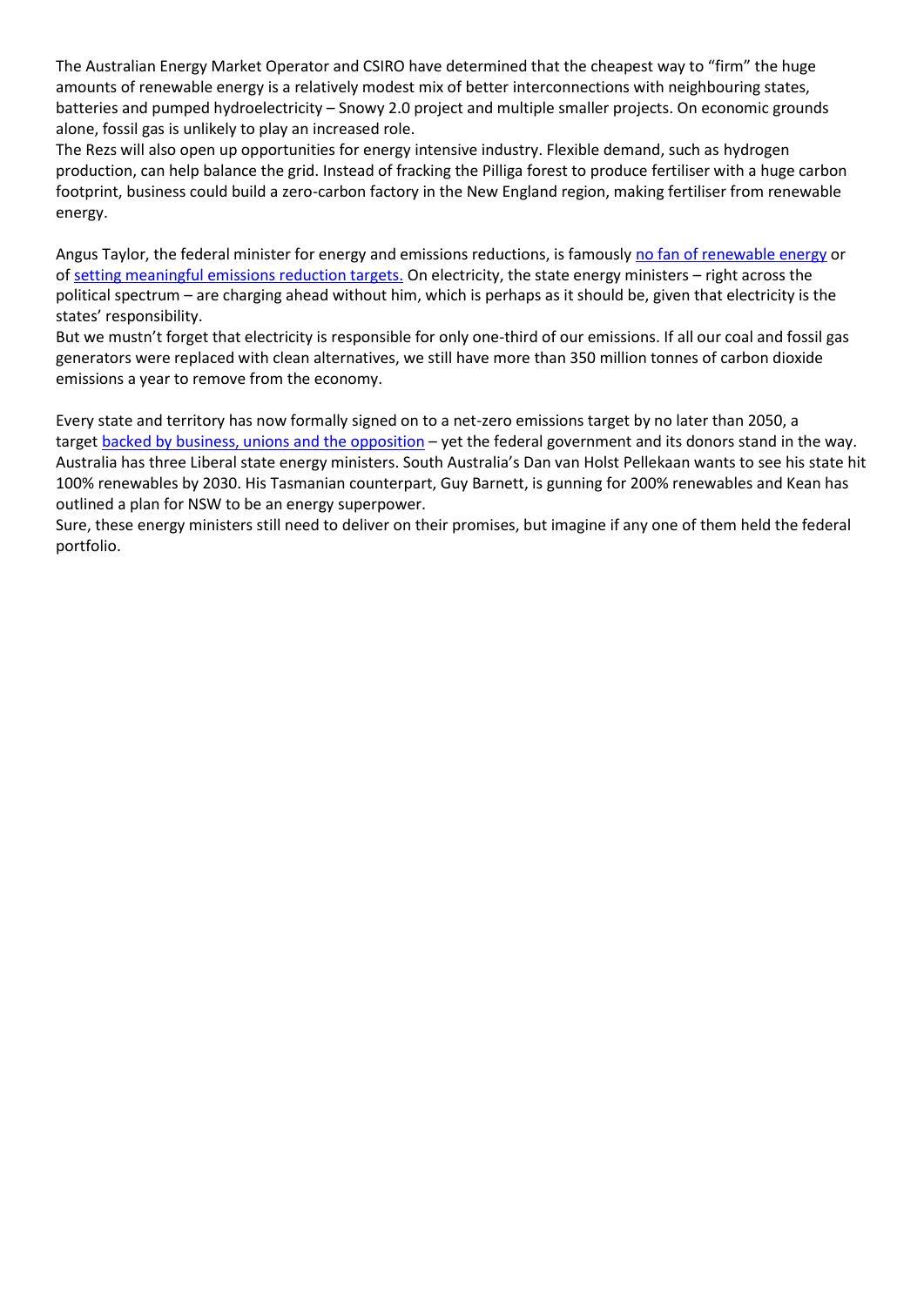The Australian Energy Market Operator and CSIRO have determined that the cheapest way to "firm" the huge amounts of renewable energy is a relatively modest mix of better interconnections with neighbouring states, batteries and pumped hydroelectricity – Snowy 2.0 project and multiple smaller projects. On economic grounds alone, fossil gas is unlikely to play an increased role.

The Rezs will also open up opportunities for energy intensive industry. Flexible demand, such as hydrogen production, can help balance the grid. Instead of fracking the Pilliga forest to produce fertiliser with a huge carbon footprint, business could build a zero-carbon factory in the New England region, making fertiliser from renewable energy.

Angus Taylor, the federal minister for energy and emissions reductions, is famously [no fan of renewable energy] or of [setting meaningful emissions reduction targets.] On electricity, the state energy ministers – right across the political spectrum – are charging ahead without him, which is perhaps as it should be, given that electricity is the states' responsibility.

But we mustn't forget that electricity is responsible for only one-third of our emissions. If all our coal and fossil gas generators were replaced with clean alternatives, we still have more than 350 million tonnes of carbon dioxide emissions a year to remove from the economy.

Every state and territory has now formally signed on to a net-zero emissions target by no later than 2050, a target [backed by business, unions and the opposition] – yet the federal government and its donors stand in the way.

Australia has three Liberal state energy ministers. South Australia's Dan van Holst Pellekaan wants to see his state hit 100% renewables by 2030. His Tasmanian counterpart, Guy Barnett, is gunning for 200% renewables and Kean has outlined a plan for NSW to be an energy superpower.

Sure, these energy ministers still need to deliver on their promises, but imagine if any one of them held the federal portfolio.